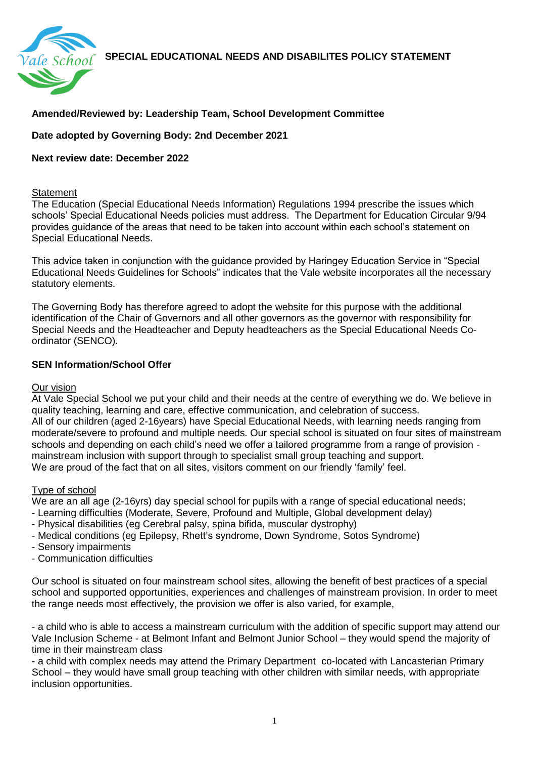# SPECIAL EDUCATIONAL NEEDS AND DISABILITES POLICY STATEMENT

**Amended/Reviewed by: Leadership Team, School Development Committee**

**Date adopted by Governing Body: 2nd December 2021**

**Next review date: December 2022**

Statement

The Education (Special Educational Needs Information) Regulations 1994 prescribe the issues which schools' Special Educational Needs policies must address. The Department for Education Circular 9/94 provides guidance of the areas that need to be taken into account within each school's statement on Special Educational Needs.

This advice taken in conjunction with the guidance provided by Haringey Education Service in "Special Educational Needs Guidelines for Schools" indicates that the Vale website incorporates all the necessary statutory elements.

The Governing Body has therefore agreed to adopt the website for this purpose with the additional identification of the Chair of Governors and all other governors as the governor with responsibility for Special Needs and the Headteacher and Deputy headteachers as the Special Educational Needs Co-ordinator (SENCO).

**SEN Information/School Offer**

Our vision

At Vale Special School we put your child and their needs at the centre of everything we do. We believe in quality teaching, learning and care, effective communication, and celebration of success.
All of our children (aged 2-16years) have Special Educational Needs, with learning needs ranging from moderate/severe to profound and multiple needs. Our special school is situated on four sites of mainstream schools and depending on each child's need we offer a tailored programme from a range of provision - mainstream inclusion with support through to specialist small group teaching and support.
We are proud of the fact that on all sites, visitors comment on our friendly 'family' feel.

Type of school

We are an all age (2-16yrs) day special school for pupils with a range of special educational needs;
- Learning difficulties (Moderate, Severe, Profound and Multiple, Global development delay)
- Physical disabilities (eg Cerebral palsy, spina bifida, muscular dystrophy)
- Medical conditions (eg Epilepsy, Rhett's syndrome, Down Syndrome, Sotos Syndrome)
- Sensory impairments
- Communication difficulties

Our school is situated on four mainstream school sites, allowing the benefit of best practices of a special school and supported opportunities, experiences and challenges of mainstream provision. In order to meet the range needs most effectively, the provision we offer is also varied, for example,

- a child who is able to access a mainstream curriculum with the addition of specific support may attend our Vale Inclusion Scheme - at Belmont Infant and Belmont Junior School – they would spend the majority of time in their mainstream class
- a child with complex needs may attend the Primary Department co-located with Lancasterian Primary School – they would have small group teaching with other children with similar needs, with appropriate inclusion opportunities.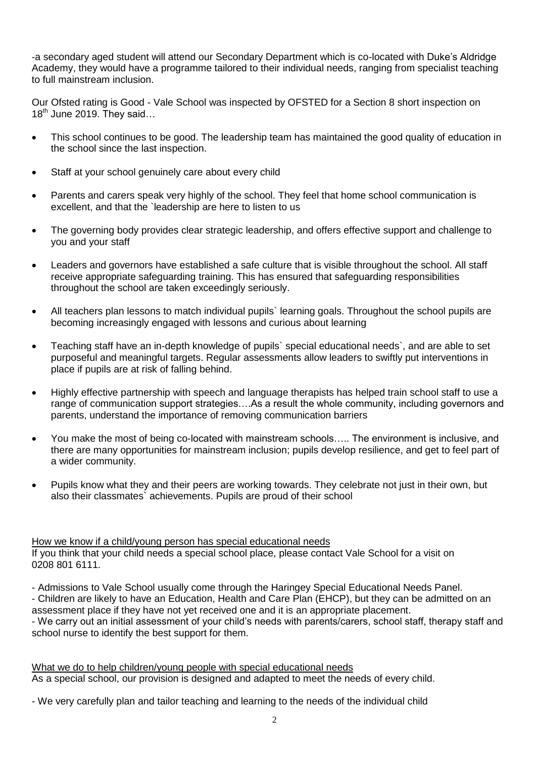-a secondary aged student will attend our Secondary Department which is co-located with Duke's Aldridge Academy, they would have a programme tailored to their individual needs, ranging from specialist teaching to full mainstream inclusion.

Our Ofsted rating is Good - Vale School was inspected by OFSTED for a Section 8 short inspection on 18th June 2019. They said…

- This school continues to be good. The leadership team has maintained the good quality of education in the school since the last inspection.
- Staff at your school genuinely care about every child
- Parents and carers speak very highly of the school. They feel that home school communication is excellent, and that the `leadership are here to listen to us
- The governing body provides clear strategic leadership, and offers effective support and challenge to you and your staff
- Leaders and governors have established a safe culture that is visible throughout the school. All staff receive appropriate safeguarding training. This has ensured that safeguarding responsibilities throughout the school are taken exceedingly seriously.
- All teachers plan lessons to match individual pupils` learning goals. Throughout the school pupils are becoming increasingly engaged with lessons and curious about learning
- Teaching staff have an in-depth knowledge of pupils` special educational needs`, and are able to set purposeful and meaningful targets. Regular assessments allow leaders to swiftly put interventions in place if pupils are at risk of falling behind.
- Highly effective partnership with speech and language therapists has helped train school staff to use a range of communication support strategies….As a result the whole community, including governors and parents, understand the importance of removing communication barriers
- You make the most of being co-located with mainstream schools….. The environment is inclusive, and there are many opportunities for mainstream inclusion; pupils develop resilience, and get to feel part of a wider community.
- Pupils know what they and their peers are working towards. They celebrate not just in their own, but also their classmates` achievements. Pupils are proud of their school

<u>How we know if a child/young person has special educational needs</u>

If you think that your child needs a special school place, please contact Vale School for a visit on 0208 801 6111.

- Admissions to Vale School usually come through the Haringey Special Educational Needs Panel.
- Children are likely to have an Education, Health and Care Plan (EHCP), but they can be admitted on an assessment place if they have not yet received one and it is an appropriate placement.
- We carry out an initial assessment of your child's needs with parents/carers, school staff, therapy staff and school nurse to identify the best support for them.

<u>What we do to help children/young people with special educational needs</u>

As a special school, our provision is designed and adapted to meet the needs of every child.

- We very carefully plan and tailor teaching and learning to the needs of the individual child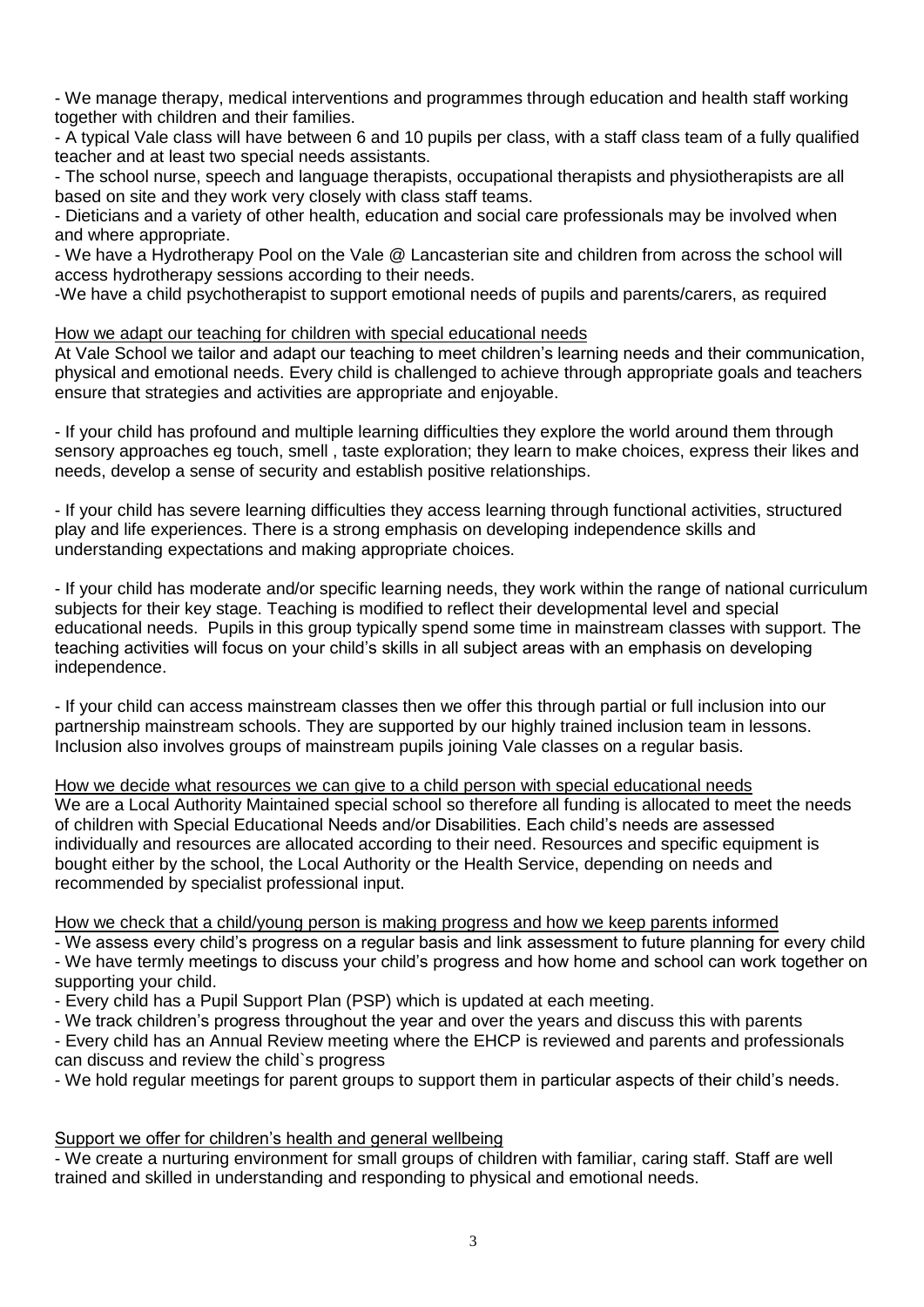- We manage therapy, medical interventions and programmes through education and health staff working together with children and their families.
- A typical Vale class will have between 6 and 10 pupils per class, with a staff class team of a fully qualified teacher and at least two special needs assistants.
- The school nurse, speech and language therapists, occupational therapists and physiotherapists are all based on site and they work very closely with class staff teams.
- Dieticians and a variety of other health, education and social care professionals may be involved when and where appropriate.
- We have a Hydrotherapy Pool on the Vale @ Lancasterian site and children from across the school will access hydrotherapy sessions according to their needs.
- We have a child psychotherapist to support emotional needs of pupils and parents/carers, as required

## How we adapt our teaching for children with special educational needs

At Vale School we tailor and adapt our teaching to meet children's learning needs and their communication, physical and emotional needs. Every child is challenged to achieve through appropriate goals and teachers ensure that strategies and activities are appropriate and enjoyable.

- If your child has profound and multiple learning difficulties they explore the world around them through sensory approaches eg touch, smell , taste exploration; they learn to make choices, express their likes and needs, develop a sense of security and establish positive relationships.

- If your child has severe learning difficulties they access learning through functional activities, structured play and life experiences. There is a strong emphasis on developing independence skills and understanding expectations and making appropriate choices.

- If your child has moderate and/or specific learning needs, they work within the range of national curriculum subjects for their key stage. Teaching is modified to reflect their developmental level and special educational needs. Pupils in this group typically spend some time in mainstream classes with support. The teaching activities will focus on your child's skills in all subject areas with an emphasis on developing independence.

- If your child can access mainstream classes then we offer this through partial or full inclusion into our partnership mainstream schools. They are supported by our highly trained inclusion team in lessons. Inclusion also involves groups of mainstream pupils joining Vale classes on a regular basis.

## How we decide what resources we can give to a child person with special educational needs

We are a Local Authority Maintained special school so therefore all funding is allocated to meet the needs of children with Special Educational Needs and/or Disabilities. Each child's needs are assessed individually and resources are allocated according to their need. Resources and specific equipment is bought either by the school, the Local Authority or the Health Service, depending on needs and recommended by specialist professional input.

## How we check that a child/young person is making progress and how we keep parents informed

- We assess every child's progress on a regular basis and link assessment to future planning for every child
- We have termly meetings to discuss your child's progress and how home and school can work together on supporting your child.
- Every child has a Pupil Support Plan (PSP) which is updated at each meeting.
- We track children's progress throughout the year and over the years and discuss this with parents
- Every child has an Annual Review meeting where the EHCP is reviewed and parents and professionals can discuss and review the child`s progress
- We hold regular meetings for parent groups to support them in particular aspects of their child's needs.

## Support we offer for children's health and general wellbeing

- We create a nurturing environment for small groups of children with familiar, caring staff. Staff are well trained and skilled in understanding and responding to physical and emotional needs.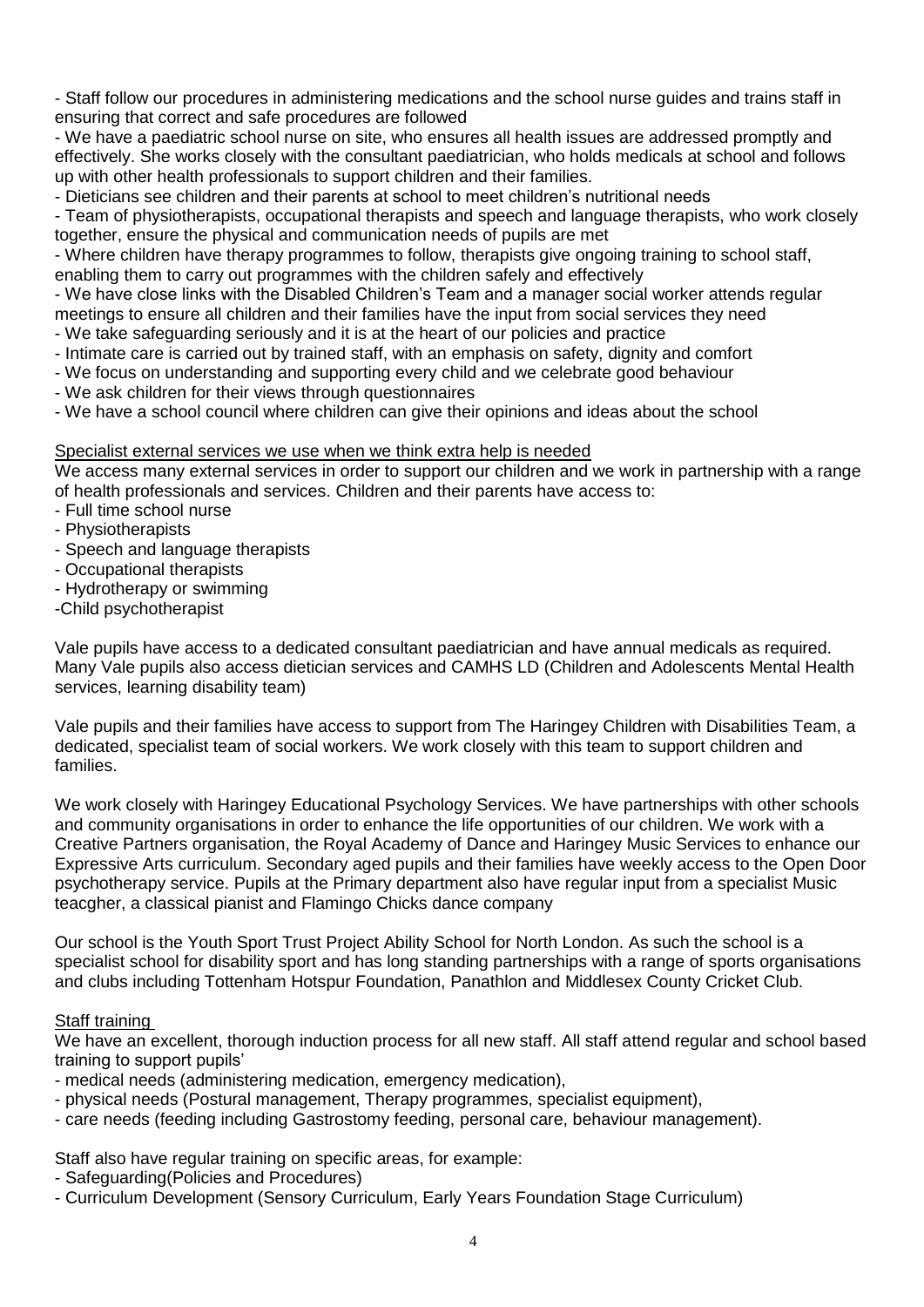- Staff follow our procedures in administering medications and the school nurse guides and trains staff in ensuring that correct and safe procedures are followed
- We have a paediatric school nurse on site, who ensures all health issues are addressed promptly and effectively. She works closely with the consultant paediatrician, who holds medicals at school and follows up with other health professionals to support children and their families.
- Dieticians see children and their parents at school to meet children's nutritional needs
- Team of physiotherapists, occupational therapists and speech and language therapists, who work closely together, ensure the physical and communication needs of pupils are met
- Where children have therapy programmes to follow, therapists give ongoing training to school staff, enabling them to carry out programmes with the children safely and effectively
- We have close links with the Disabled Children's Team and a manager social worker attends regular meetings to ensure all children and their families have the input from social services they need
- We take safeguarding seriously and it is at the heart of our policies and practice
- Intimate care is carried out by trained staff, with an emphasis on safety, dignity and comfort
- We focus on understanding and supporting every child and we celebrate good behaviour
- We ask children for their views through questionnaires
- We have a school council where children can give their opinions and ideas about the school

<u>Specialist external services we use when we think extra help is needed</u>

We access many external services in order to support our children and we work in partnership with a range of health professionals and services. Children and their parents have access to:

- Full time school nurse
- Physiotherapists
- Speech and language therapists
- Occupational therapists
- Hydrotherapy or swimming
- Child psychotherapist

Vale pupils have access to a dedicated consultant paediatrician and have annual medicals as required. Many Vale pupils also access dietician services and CAMHS LD (Children and Adolescents Mental Health services, learning disability team)

Vale pupils and their families have access to support from The Haringey Children with Disabilities Team, a dedicated, specialist team of social workers. We work closely with this team to support children and families.

We work closely with Haringey Educational Psychology Services. We have partnerships with other schools and community organisations in order to enhance the life opportunities of our children. We work with a Creative Partners organisation, the Royal Academy of Dance and Haringey Music Services to enhance our Expressive Arts curriculum. Secondary aged pupils and their families have weekly access to the Open Door psychotherapy service. Pupils at the Primary department also have regular input from a specialist Music teacgher, a classical pianist and Flamingo Chicks dance company

Our school is the Youth Sport Trust Project Ability School for North London. As such the school is a specialist school for disability sport and has long standing partnerships with a range of sports organisations and clubs including Tottenham Hotspur Foundation, Panathlon and Middlesex County Cricket Club.

<u>Staff training</u>

We have an excellent, thorough induction process for all new staff. All staff attend regular and school based training to support pupils'

- medical needs (administering medication, emergency medication),
- physical needs (Postural management, Therapy programmes, specialist equipment),
- care needs (feeding including Gastrostomy feeding, personal care, behaviour management).

Staff also have regular training on specific areas, for example:

- Safeguarding(Policies and Procedures)
- Curriculum Development (Sensory Curriculum, Early Years Foundation Stage Curriculum)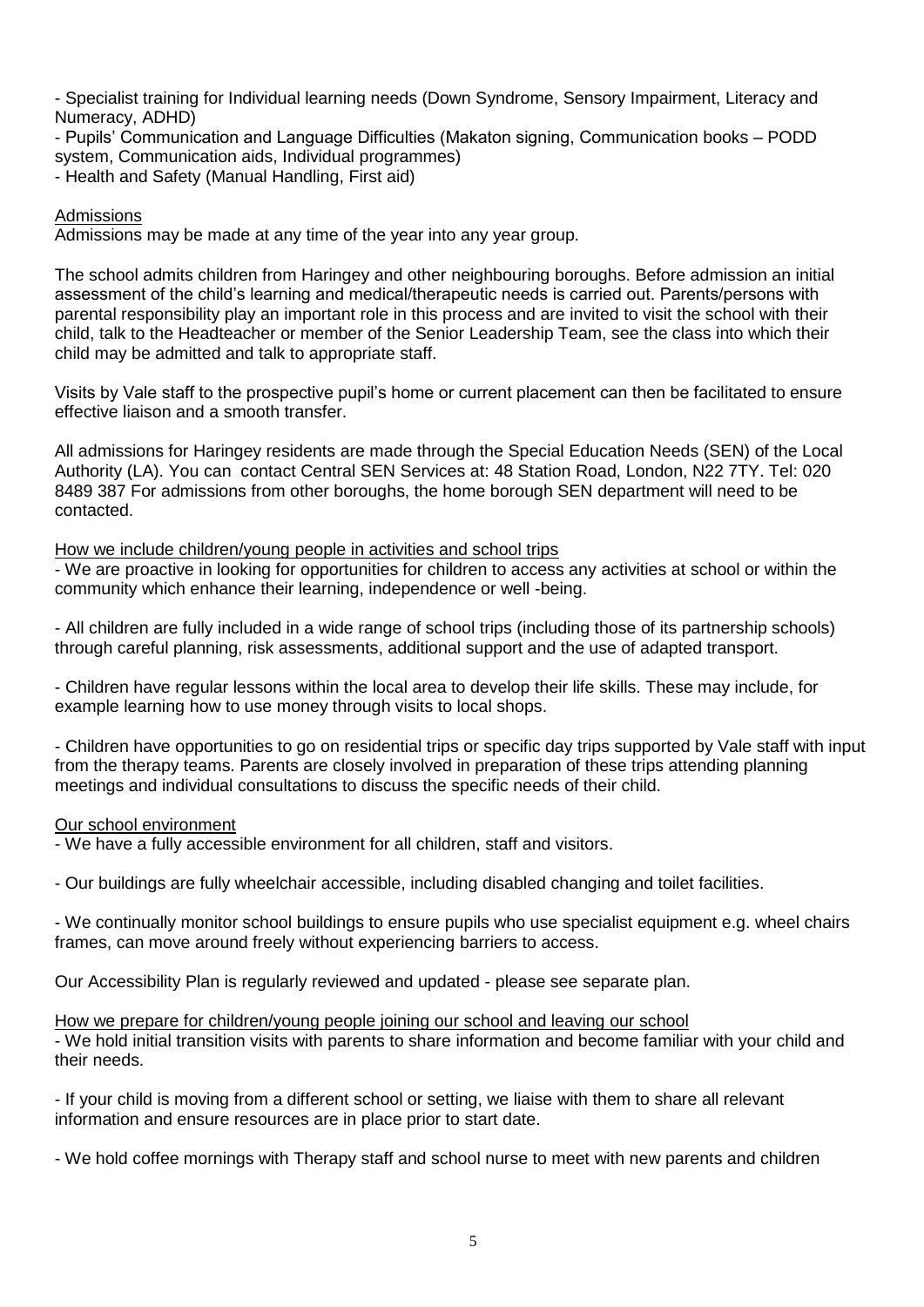- Specialist training for Individual learning needs (Down Syndrome, Sensory Impairment, Literacy and Numeracy, ADHD)
- Pupils' Communication and Language Difficulties (Makaton signing, Communication books – PODD system, Communication aids, Individual programmes)
- Health and Safety (Manual Handling, First aid)

## Admissions

Admissions may be made at any time of the year into any year group.

The school admits children from Haringey and other neighbouring boroughs. Before admission an initial assessment of the child's learning and medical/therapeutic needs is carried out. Parents/persons with parental responsibility play an important role in this process and are invited to visit the school with their child, talk to the Headteacher or member of the Senior Leadership Team, see the class into which their child may be admitted and talk to appropriate staff.

Visits by Vale staff to the prospective pupil's home or current placement can then be facilitated to ensure effective liaison and a smooth transfer.

All admissions for Haringey residents are made through the Special Education Needs (SEN) of the Local Authority (LA). You can contact Central SEN Services at: 48 Station Road, London, N22 7TY. Tel: 020 8489 387 For admissions from other boroughs, the home borough SEN department will need to be contacted.

## How we include children/young people in activities and school trips

- We are proactive in looking for opportunities for children to access any activities at school or within the community which enhance their learning, independence or well -being.

- All children are fully included in a wide range of school trips (including those of its partnership schools) through careful planning, risk assessments, additional support and the use of adapted transport.

- Children have regular lessons within the local area to develop their life skills. These may include, for example learning how to use money through visits to local shops.

- Children have opportunities to go on residential trips or specific day trips supported by Vale staff with input from the therapy teams. Parents are closely involved in preparation of these trips attending planning meetings and individual consultations to discuss the specific needs of their child.

## Our school environment

- We have a fully accessible environment for all children, staff and visitors.

- Our buildings are fully wheelchair accessible, including disabled changing and toilet facilities.

- We continually monitor school buildings to ensure pupils who use specialist equipment e.g. wheel chairs frames, can move around freely without experiencing barriers to access.

Our Accessibility Plan is regularly reviewed and updated - please see separate plan.

## How we prepare for children/young people joining our school and leaving our school

- We hold initial transition visits with parents to share information and become familiar with your child and their needs.

- If your child is moving from a different school or setting, we liaise with them to share all relevant information and ensure resources are in place prior to start date.

- We hold coffee mornings with Therapy staff and school nurse to meet with new parents and children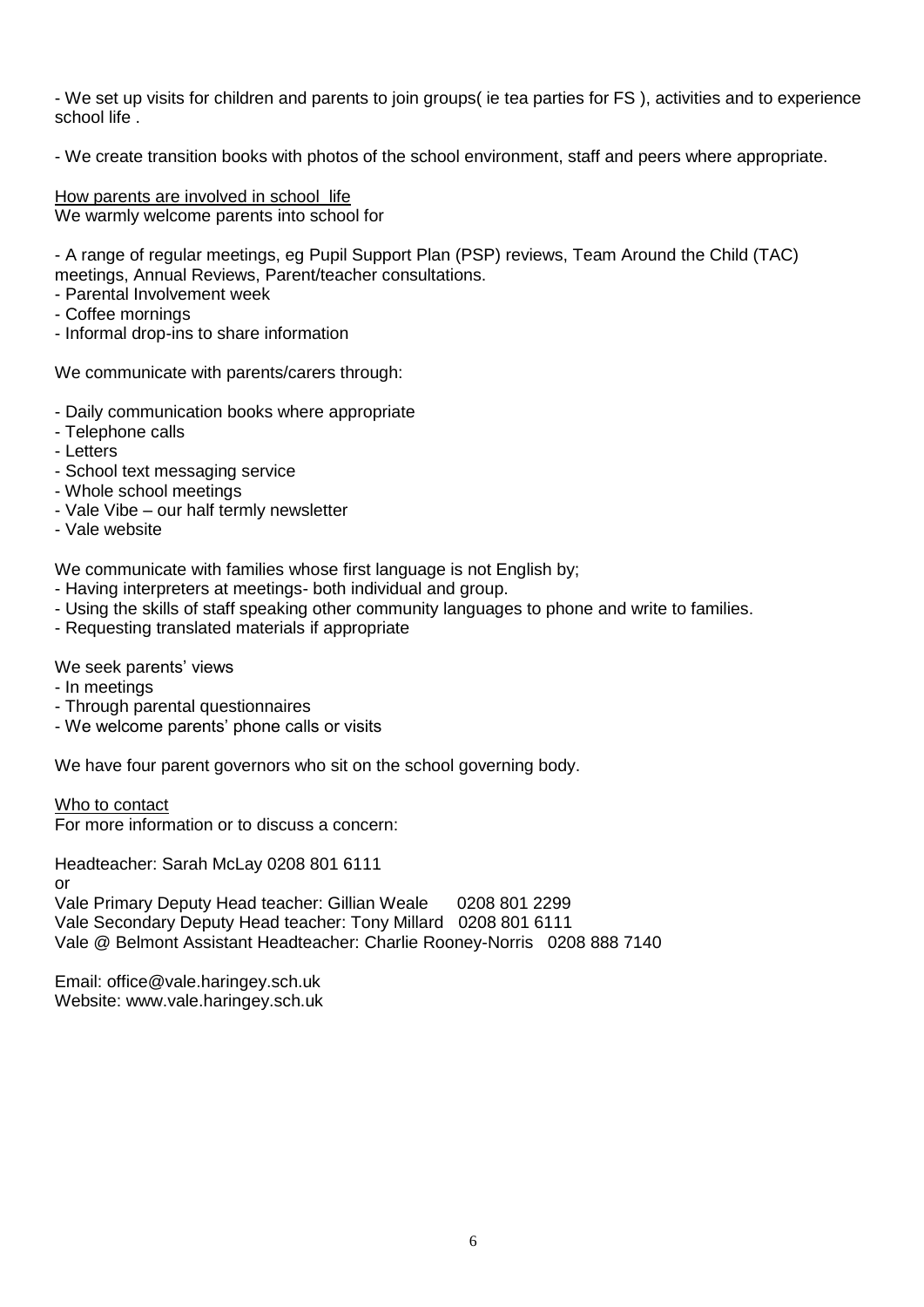- We set up visits for children and parents to join groups( ie tea parties for FS ), activities and to experience school life .

- We create transition books with photos of the school environment, staff and peers where appropriate.

<u>How parents are involved in school life</u>

We warmly welcome parents into school for

- A range of regular meetings, eg Pupil Support Plan (PSP) reviews, Team Around the Child (TAC) meetings, Annual Reviews, Parent/teacher consultations.
- Parental Involvement week
- Coffee mornings
- Informal drop-ins to share information

We communicate with parents/carers through:

- Daily communication books where appropriate
- Telephone calls
- Letters
- School text messaging service
- Whole school meetings
- Vale Vibe – our half termly newsletter
- Vale website

We communicate with families whose first language is not English by;
- Having interpreters at meetings- both individual and group.
- Using the skills of staff speaking other community languages to phone and write to families.
- Requesting translated materials if appropriate

We seek parents' views
- In meetings
- Through parental questionnaires
- We welcome parents' phone calls or visits

We have four parent governors who sit on the school governing body.

<u>Who to contact</u>

For more information or to discuss a concern:

Headteacher: Sarah McLay 0208 801 6111

or

Vale Primary Deputy Head teacher: Gillian Weale 0208 801 2299

Vale Secondary Deputy Head teacher: Tony Millard 0208 801 6111

Vale @ Belmont Assistant Headteacher: Charlie Rooney-Norris 0208 888 7140

Email: office@vale.haringey.sch.uk

Website: www.vale.haringey.sch.uk